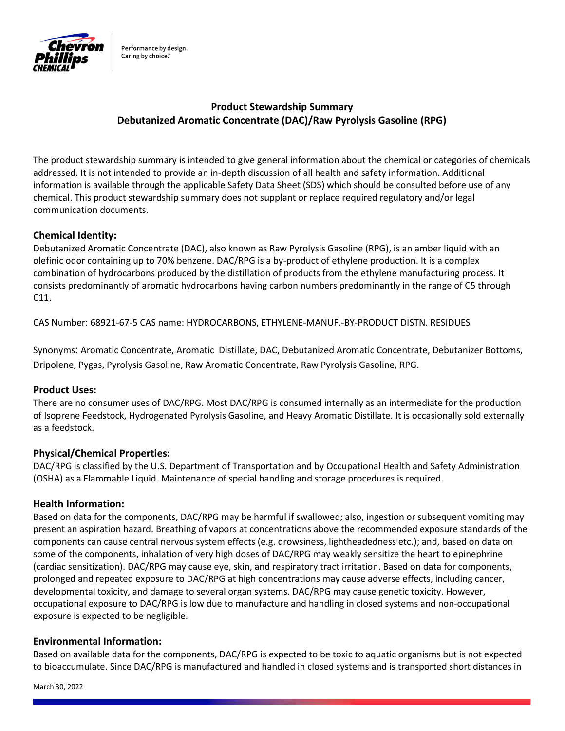# Product Stewardship Summary
## Debutanized Aromatic Concentrate (DAC)/Raw Pyrolysis Gasoline (RPG)

The product stewardship summary is intended to give general information about the chemical or categories of chemicals addressed. It is not intended to provide an in-depth discussion of all health and safety information. Additional information is available through the applicable Safety Data Sheet (SDS) which should be consulted before use of any chemical. This product stewardship summary does not supplant or replace required regulatory and/or legal communication documents.

### Chemical Identity:

Debutanized Aromatic Concentrate (DAC), also known as Raw Pyrolysis Gasoline (RPG), is an amber liquid with an olefinic odor containing up to 70% benzene. DAC/RPG is a by-product of ethylene production. It is a complex combination of hydrocarbons produced by the distillation of products from the ethylene manufacturing process. It consists predominantly of aromatic hydrocarbons having carbon numbers predominantly in the range of C5 through C11.

CAS Number: 68921-67-5 CAS name: HYDROCARBONS, ETHYLENE-MANUF.-BY-PRODUCT DISTN. RESIDUES

Synonyms: Aromatic Concentrate, Aromatic Distillate, DAC, Debutanized Aromatic Concentrate, Debutanizer Bottoms, Dripolene, Pygas, Pyrolysis Gasoline, Raw Aromatic Concentrate, Raw Pyrolysis Gasoline, RPG.

### Product Uses:

There are no consumer uses of DAC/RPG. Most DAC/RPG is consumed internally as an intermediate for the production of Isoprene Feedstock, Hydrogenated Pyrolysis Gasoline, and Heavy Aromatic Distillate. It is occasionally sold externally as a feedstock.

### Physical/Chemical Properties:

DAC/RPG is classified by the U.S. Department of Transportation and by Occupational Health and Safety Administration (OSHA) as a Flammable Liquid. Maintenance of special handling and storage procedures is required.

### Health Information:

Based on data for the components, DAC/RPG may be harmful if swallowed; also, ingestion or subsequent vomiting may present an aspiration hazard. Breathing of vapors at concentrations above the recommended exposure standards of the components can cause central nervous system effects (e.g. drowsiness, lightheadedness etc.); and, based on data on some of the components, inhalation of very high doses of DAC/RPG may weakly sensitize the heart to epinephrine (cardiac sensitization). DAC/RPG may cause eye, skin, and respiratory tract irritation. Based on data for components, prolonged and repeated exposure to DAC/RPG at high concentrations may cause adverse effects, including cancer, developmental toxicity, and damage to several organ systems. DAC/RPG may cause genetic toxicity. However, occupational exposure to DAC/RPG is low due to manufacture and handling in closed systems and non-occupational exposure is expected to be negligible.

### Environmental Information:

Based on available data for the components, DAC/RPG is expected to be toxic to aquatic organisms but is not expected to bioaccumulate. Since DAC/RPG is manufactured and handled in closed systems and is transported short distances in

March 30, 2022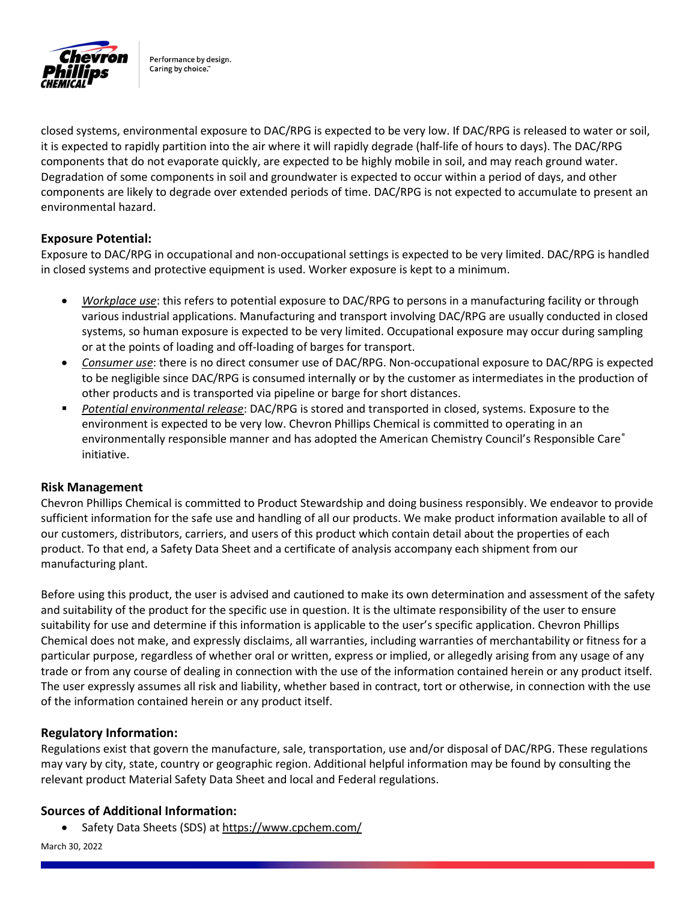closed systems, environmental exposure to DAC/RPG is expected to be very low. If DAC/RPG is released to water or soil, it is expected to rapidly partition into the air where it will rapidly degrade (half-life of hours to days). The DAC/RPG components that do not evaporate quickly, are expected to be highly mobile in soil, and may reach ground water. Degradation of some components in soil and groundwater is expected to occur within a period of days, and other components are likely to degrade over extended periods of time. DAC/RPG is not expected to accumulate to present an environmental hazard.

## Exposure Potential:

Exposure to DAC/RPG in occupational and non-occupational settings is expected to be very limited. DAC/RPG is handled in closed systems and protective equipment is used. Worker exposure is kept to a minimum.

- *Workplace use*: this refers to potential exposure to DAC/RPG to persons in a manufacturing facility or through various industrial applications. Manufacturing and transport involving DAC/RPG are usually conducted in closed systems, so human exposure is expected to be very limited. Occupational exposure may occur during sampling or at the points of loading and off-loading of barges for transport.
- *Consumer use*: there is no direct consumer use of DAC/RPG. Non-occupational exposure to DAC/RPG is expected to be negligible since DAC/RPG is consumed internally or by the customer as intermediates in the production of other products and is transported via pipeline or barge for short distances.
- *Potential environmental release*: DAC/RPG is stored and transported in closed, systems. Exposure to the environment is expected to be very low. Chevron Phillips Chemical is committed to operating in an environmentally responsible manner and has adopted the American Chemistry Council's Responsible Care® initiative.

## Risk Management

Chevron Phillips Chemical is committed to Product Stewardship and doing business responsibly. We endeavor to provide sufficient information for the safe use and handling of all our products. We make product information available to all of our customers, distributors, carriers, and users of this product which contain detail about the properties of each product. To that end, a Safety Data Sheet and a certificate of analysis accompany each shipment from our manufacturing plant.

Before using this product, the user is advised and cautioned to make its own determination and assessment of the safety and suitability of the product for the specific use in question. It is the ultimate responsibility of the user to ensure suitability for use and determine if this information is applicable to the user's specific application. Chevron Phillips Chemical does not make, and expressly disclaims, all warranties, including warranties of merchantability or fitness for a particular purpose, regardless of whether oral or written, express or implied, or allegedly arising from any usage of any trade or from any course of dealing in connection with the use of the information contained herein or any product itself. The user expressly assumes all risk and liability, whether based in contract, tort or otherwise, in connection with the use of the information contained herein or any product itself.

## Regulatory Information:

Regulations exist that govern the manufacture, sale, transportation, use and/or disposal of DAC/RPG. These regulations may vary by city, state, country or geographic region. Additional helpful information may be found by consulting the relevant product Material Safety Data Sheet and local and Federal regulations.

## Sources of Additional Information:

- Safety Data Sheets (SDS) at https://www.cpchem.com/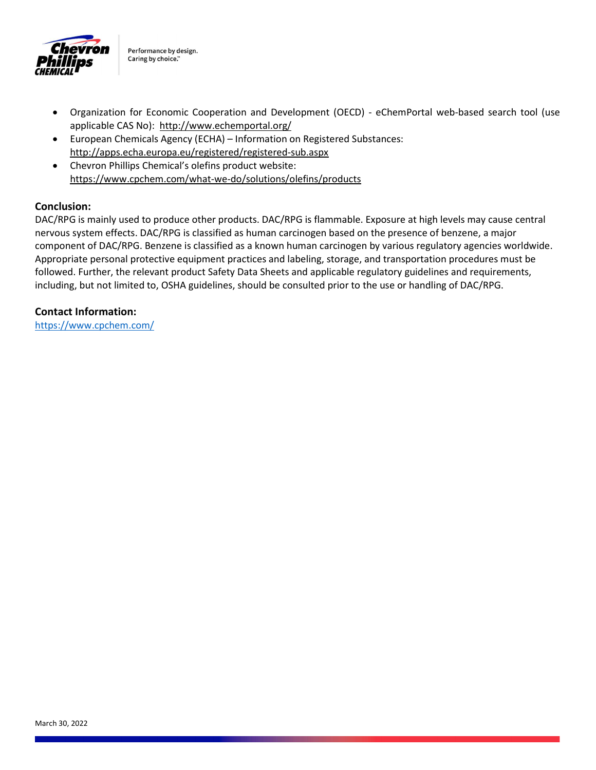- Organization for Economic Cooperation and Development (OECD) - eChemPortal web-based search tool (use applicable CAS No): http://www.echemportal.org/
- European Chemicals Agency (ECHA) – Information on Registered Substances: http://apps.echa.europa.eu/registered/registered-sub.aspx
- Chevron Phillips Chemical's olefins product website: https://www.cpchem.com/what-we-do/solutions/olefins/products

## Conclusion:

DAC/RPG is mainly used to produce other products. DAC/RPG is flammable. Exposure at high levels may cause central nervous system effects. DAC/RPG is classified as human carcinogen based on the presence of benzene, a major component of DAC/RPG. Benzene is classified as a known human carcinogen by various regulatory agencies worldwide. Appropriate personal protective equipment practices and labeling, storage, and transportation procedures must be followed. Further, the relevant product Safety Data Sheets and applicable regulatory guidelines and requirements, including, but not limited to, OSHA guidelines, should be consulted prior to the use or handling of DAC/RPG.

## Contact Information:

https://www.cpchem.com/

March 30, 2022